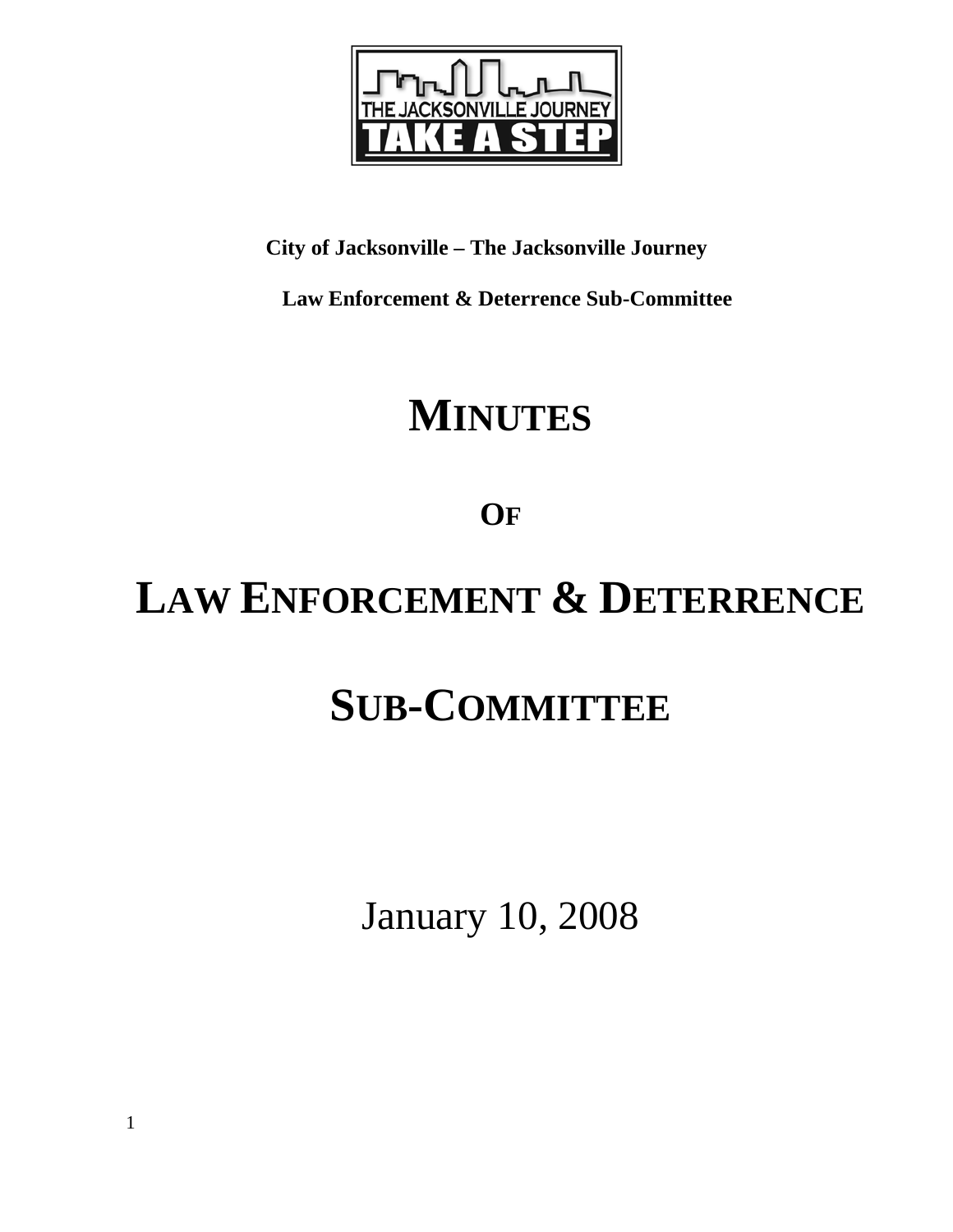**City of Jacksonville – The Jacksonville Journey**

**Law Enforcement & Deterrence Sub-Committee**

# MINUTES

# OF

# LAW ENFORCEMENT & DETERRENCE

# SUB-COMMITTEE

January 10, 2008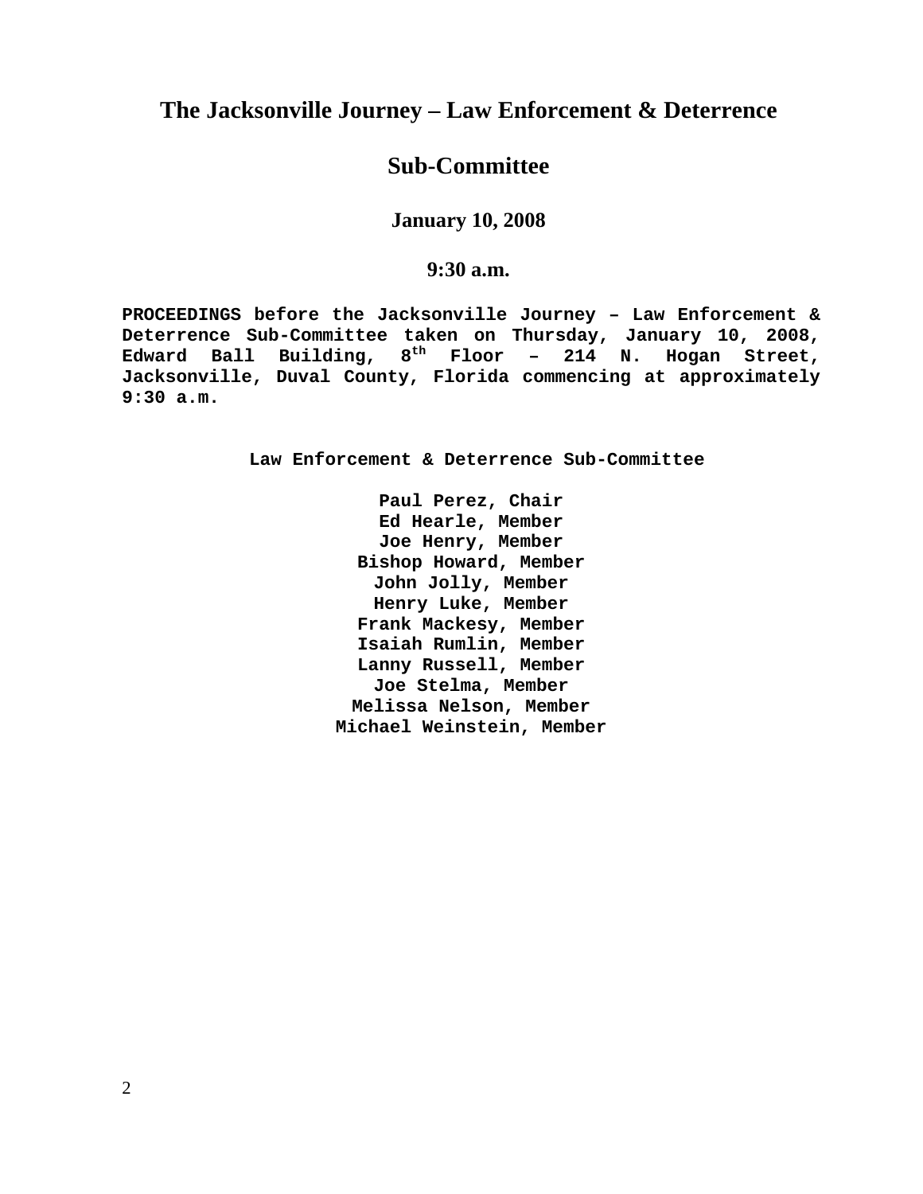# The Jacksonville Journey – Law Enforcement & Deterrence

# Sub-Committee

### January 10, 2008

### 9:30 a.m.

**PROCEEDINGS before the Jacksonville Journey – Law Enforcement & Deterrence Sub-Committee taken on Thursday, January 10, 2008, Edward Ball Building, 8th Floor – 214 N. Hogan Street, Jacksonville, Duval County, Florida commencing at approximately 9:30 a.m.**

**Law Enforcement & Deterrence Sub-Committee**

**Paul Perez, Chair**
**Ed Hearle, Member**
**Joe Henry, Member**
**Bishop Howard, Member**
**John Jolly, Member**
**Henry Luke, Member**
**Frank Mackesy, Member**
**Isaiah Rumlin, Member**
**Lanny Russell, Member**
**Joe Stelma, Member**
**Melissa Nelson, Member**
**Michael Weinstein, Member**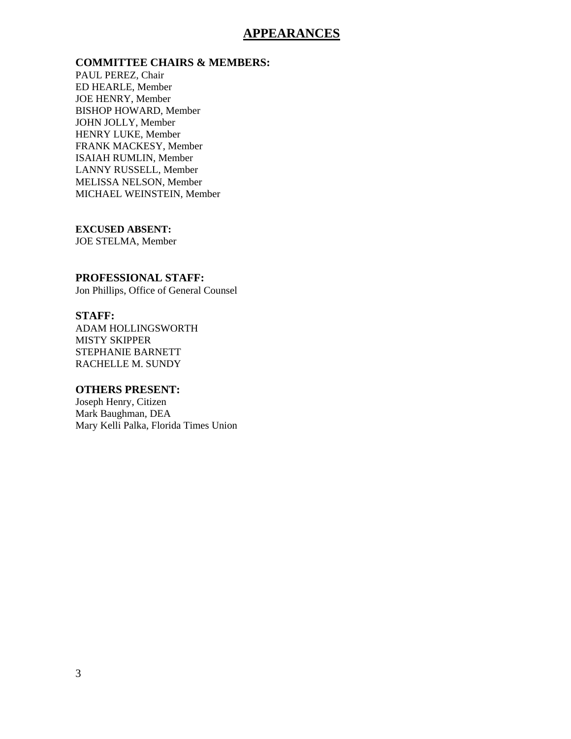# APPEARANCES

**COMMITTEE CHAIRS & MEMBERS:**

PAUL PEREZ, Chair
ED HEARLE, Member
JOE HENRY, Member
BISHOP HOWARD, Member
JOHN JOLLY, Member
HENRY LUKE, Member
FRANK MACKESY, Member
ISAIAH RUMLIN, Member
LANNY RUSSELL, Member
MELISSA NELSON, Member
MICHAEL WEINSTEIN, Member

**EXCUSED ABSENT:**

JOE STELMA, Member

**PROFESSIONAL STAFF:**

Jon Phillips, Office of General Counsel

**STAFF:**

ADAM HOLLINGSWORTH
MISTY SKIPPER
STEPHANIE BARNETT
RACHELLE M. SUNDY

**OTHERS PRESENT:**

Joseph Henry, Citizen
Mark Baughman, DEA
Mary Kelli Palka, Florida Times Union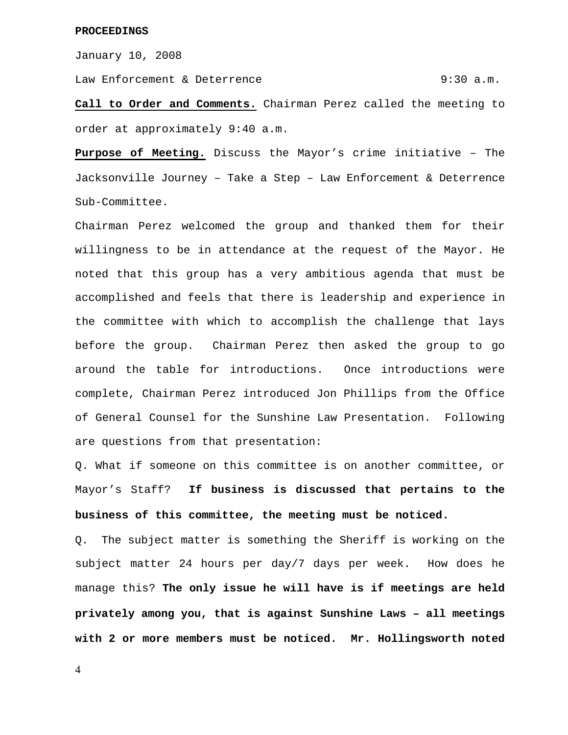**PROCEEDINGS**

January 10, 2008

Law Enforcement & Deterrence 9:30 a.m.

**Call to Order and Comments.** Chairman Perez called the meeting to order at approximately 9:40 a.m.

**Purpose of Meeting.** Discuss the Mayor's crime initiative – The Jacksonville Journey – Take a Step – Law Enforcement & Deterrence Sub-Committee.

Chairman Perez welcomed the group and thanked them for their willingness to be in attendance at the request of the Mayor. He noted that this group has a very ambitious agenda that must be accomplished and feels that there is leadership and experience in the committee with which to accomplish the challenge that lays before the group. Chairman Perez then asked the group to go around the table for introductions. Once introductions were complete, Chairman Perez introduced Jon Phillips from the Office of General Counsel for the Sunshine Law Presentation. Following are questions from that presentation:

Q. What if someone on this committee is on another committee, or Mayor's Staff? **If business is discussed that pertains to the business of this committee, the meeting must be noticed.**

Q. The subject matter is something the Sheriff is working on the subject matter 24 hours per day/7 days per week. How does he manage this? **The only issue he will have is if meetings are held privately among you, that is against Sunshine Laws – all meetings with 2 or more members must be noticed. Mr. Hollingsworth noted**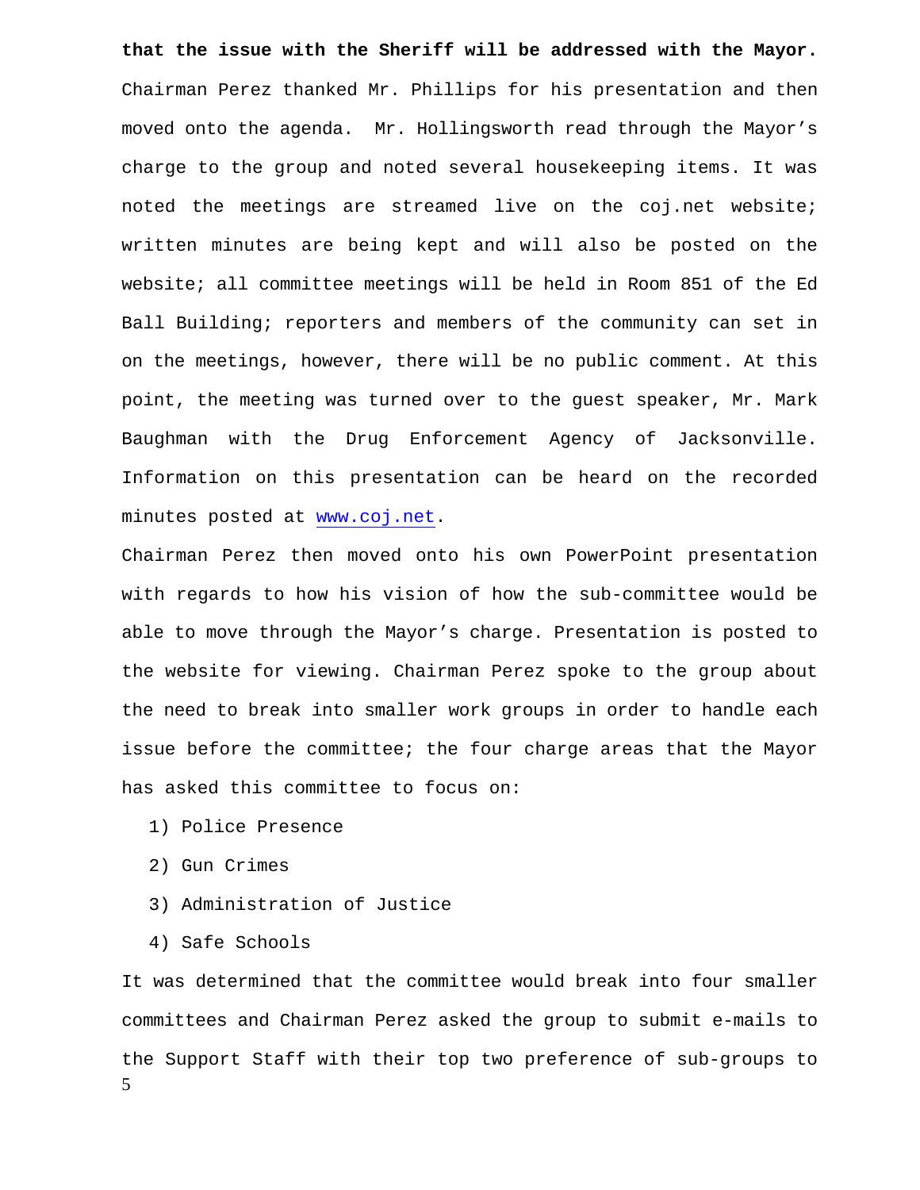**that the issue with the Sheriff will be addressed with the Mayor.** Chairman Perez thanked Mr. Phillips for his presentation and then moved onto the agenda. Mr. Hollingsworth read through the Mayor's charge to the group and noted several housekeeping items. It was noted the meetings are streamed live on the coj.net website; written minutes are being kept and will also be posted on the website; all committee meetings will be held in Room 851 of the Ed Ball Building; reporters and members of the community can set in on the meetings, however, there will be no public comment. At this point, the meeting was turned over to the guest speaker, Mr. Mark Baughman with the Drug Enforcement Agency of Jacksonville. Information on this presentation can be heard on the recorded minutes posted at [www.coj.net](http://www.coj.net).

Chairman Perez then moved onto his own PowerPoint presentation with regards to how his vision of how the sub-committee would be able to move through the Mayor's charge. Presentation is posted to the website for viewing. Chairman Perez spoke to the group about the need to break into smaller work groups in order to handle each issue before the committee; the four charge areas that the Mayor has asked this committee to focus on:

1) Police Presence
2) Gun Crimes
3) Administration of Justice
4) Safe Schools

It was determined that the committee would break into four smaller committees and Chairman Perez asked the group to submit e-mails to the Support Staff with their top two preference of sub-groups to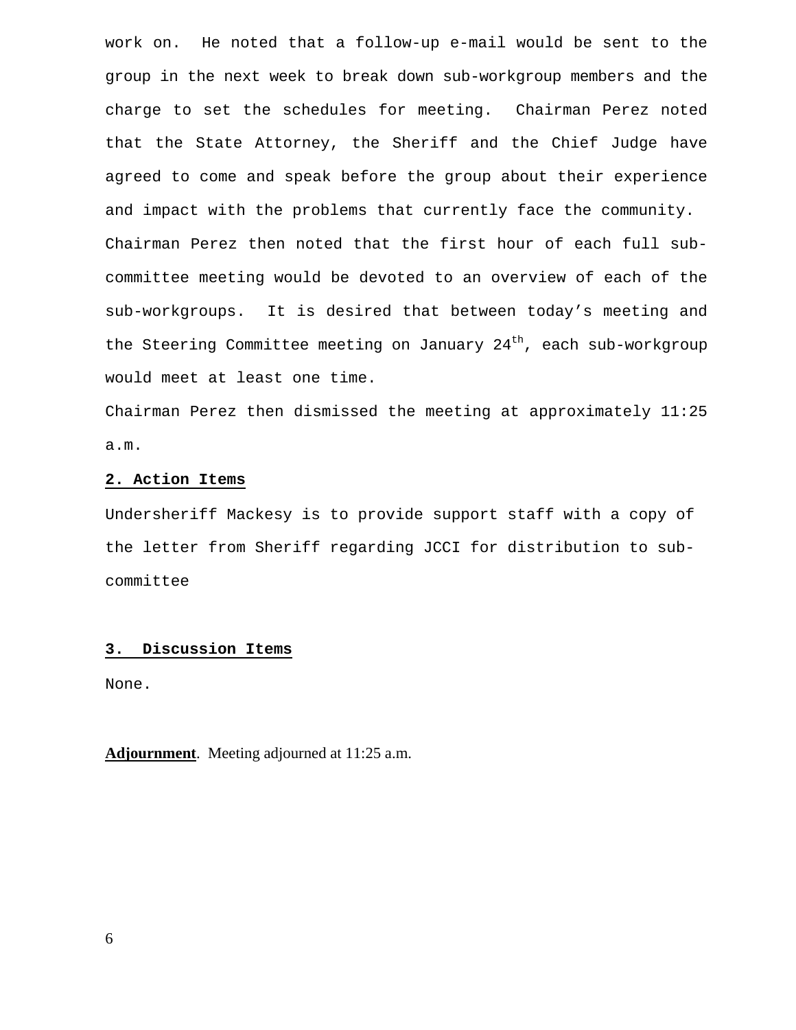work on. He noted that a follow-up e-mail would be sent to the group in the next week to break down sub-workgroup members and the charge to set the schedules for meeting. Chairman Perez noted that the State Attorney, the Sheriff and the Chief Judge have agreed to come and speak before the group about their experience and impact with the problems that currently face the community. Chairman Perez then noted that the first hour of each full sub-committee meeting would be devoted to an overview of each of the sub-workgroups. It is desired that between today's meeting and the Steering Committee meeting on January 24th, each sub-workgroup would meet at least one time.

Chairman Perez then dismissed the meeting at approximately 11:25 a.m.

**2. Action Items**

Undersheriff Mackesy is to provide support staff with a copy of the letter from Sheriff regarding JCCI for distribution to sub-committee

**3. Discussion Items**

None.

**Adjournment**. Meeting adjourned at 11:25 a.m.